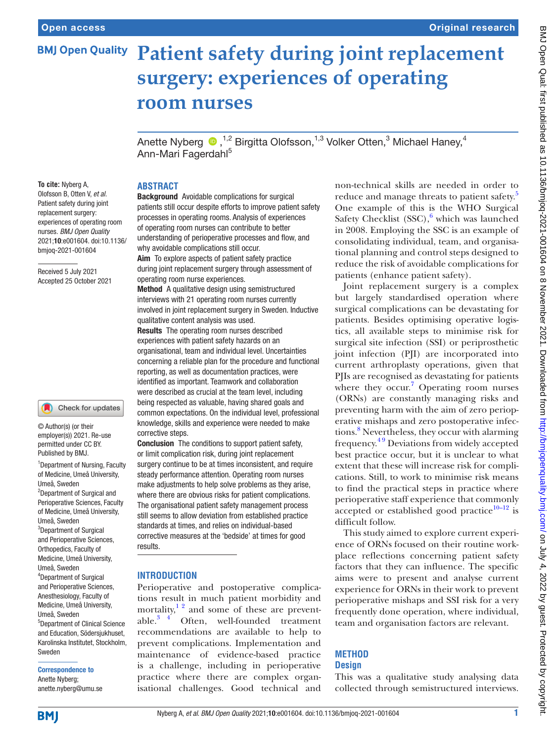Open access | Original research

# Patient safety during joint replacement surgery: experiences of operating room nurses

Anette Nyberg [1,2], Birgitta Olofsson [1,3], Volker Otten [3], Michael Haney [4], Ann-Mari Fagerdahl [5]

**To cite:** Nyberg A, Olofsson B, Otten V, *et al*. Patient safety during joint replacement surgery: experiences of operating room nurses. *BMJ Open Quality* 2021;**10**:e001604. doi:10.1136/bmjoq-2021-001604

Received 5 July 2021
Accepted 25 October 2021

© Author(s) (or their employer(s)) 2021. Re-use permitted under CC BY. Published by BMJ.

[1]Department of Nursing, Faculty of Medicine, Umeå University, Umeå, Sweden
[2]Department of Surgical and Perioperative Sciences, Faculty of Medicine, Umeå University, Umeå, Sweden
[3]Department of Surgical and Perioperative Sciences, Orthopedics, Faculty of Medicine, Umeå University, Umeå, Sweden
[4]Department of Surgical and Perioperative Sciences, Anesthesiology, Faculty of Medicine, Umeå University, Umeå, Sweden
[5]Department of Clinical Science and Education, Södersjukhuset, Karolinska Institutet, Stockholm, Sweden

**Correspondence to**
Anette Nyberg;
anette.nyberg@umu.se

## ABSTRACT

**Background** Avoidable complications for surgical patients still occur despite efforts to improve patient safety processes in operating rooms. Analysis of experiences of operating room nurses can contribute to better understanding of perioperative processes and flow, and why avoidable complications still occur.

**Aim** To explore aspects of patient safety practice during joint replacement surgery through assessment of operating room nurse experiences.

**Method** A qualitative design using semistructured interviews with 21 operating room nurses currently involved in joint replacement surgery in Sweden. Inductive qualitative content analysis was used.

**Results** The operating room nurses described experiences with patient safety hazards on an organisational, team and individual level. Uncertainties concerning a reliable plan for the procedure and functional reporting, as well as documentation practices, were identified as important. Teamwork and collaboration were described as crucial at the team level, including being respected as valuable, having shared goals and common expectations. On the individual level, professional knowledge, skills and experience were needed to make corrective steps.

**Conclusion** The conditions to support patient safety, or limit complication risk, during joint replacement surgery continue to be at times inconsistent, and require steady performance attention. Operating room nurses make adjustments to help solve problems as they arise, where there are obvious risks for patient complications. The organisational patient safety management process still seems to allow deviation from established practice standards at times, and relies on individual-based corrective measures at the 'bedside' at times for good results.

## INTRODUCTION

Perioperative and postoperative complications result in much patient morbidity and mortality,[1,2] and some of these are preventable.[3,4] Often, well-founded treatment recommendations are available to help to prevent complications. Implementation and maintenance of evidence-based practice is a challenge, including in perioperative practice where there are complex organisational challenges. Good technical and non-technical skills are needed in order to reduce and manage threats to patient safety.[5] One example of this is the WHO Surgical Safety Checklist (SSC),[6] which was launched in 2008. Employing the SSC is an example of consolidating individual, team, and organisational planning and control steps designed to reduce the risk of avoidable complications for patients (enhance patient safety).

Joint replacement surgery is a complex but largely standardised operation where surgical complications can be devastating for patients. Besides optimising operative logistics, all available steps to minimise risk for surgical site infection (SSI) or periprosthetic joint infection (PJI) are incorporated into current arthroplasty operations, given that PJIs are recognised as devastating for patients where they occur.[7] Operating room nurses (ORNs) are constantly managing risks and preventing harm with the aim of zero perioperative mishaps and zero postoperative infections.[8] Nevertheless, they occur with alarming frequency.[4,9] Deviations from widely accepted best practice occur, but it is unclear to what extent that these will increase risk for complications. Still, to work to minimise risk means to find the practical steps in practice where perioperative staff experience that commonly accepted or established good practice[10–12] is difficult follow.

This study aimed to explore current experience of ORNs focused on their routine workplace reflections concerning patient safety factors that they can influence. The specific aims were to present and analyse current experience for ORNs in their work to prevent perioperative mishaps and SSI risk for a very frequently done operation, where individual, team and organisation factors are relevant.

## METHOD

### Design

This was a qualitative study analysing data collected through semistructured interviews.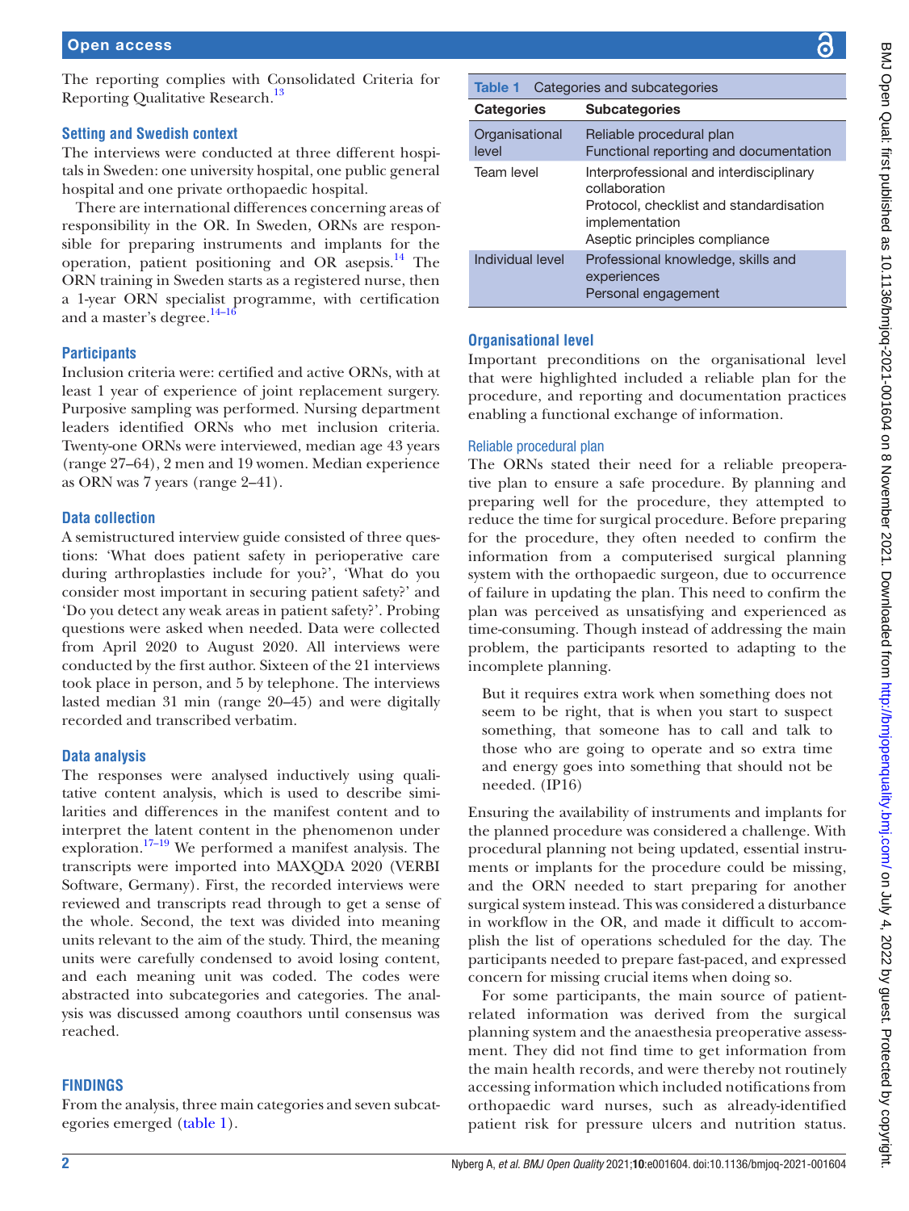The reporting complies with Consolidated Criteria for Reporting Qualitative Research.[13]

### Setting and Swedish context

The interviews were conducted at three different hospitals in Sweden: one university hospital, one public general hospital and one private orthopaedic hospital.

There are international differences concerning areas of responsibility in the OR. In Sweden, ORNs are responsible for preparing instruments and implants for the operation, patient positioning and OR asepsis.[14] The ORN training in Sweden starts as a registered nurse, then a 1-year ORN specialist programme, with certification and a master's degree.[14–16]

### Participants

Inclusion criteria were: certified and active ORNs, with at least 1 year of experience of joint replacement surgery. Purposive sampling was performed. Nursing department leaders identified ORNs who met inclusion criteria. Twenty-one ORNs were interviewed, median age 43 years (range 27–64), 2 men and 19 women. Median experience as ORN was 7 years (range 2–41).

### Data collection

A semistructured interview guide consisted of three questions: 'What does patient safety in perioperative care during arthroplasties include for you?', 'What do you consider most important in securing patient safety?' and 'Do you detect any weak areas in patient safety?'. Probing questions were asked when needed. Data were collected from April 2020 to August 2020. All interviews were conducted by the first author. Sixteen of the 21 interviews took place in person, and 5 by telephone. The interviews lasted median 31 min (range 20–45) and were digitally recorded and transcribed verbatim.

### Data analysis

The responses were analysed inductively using qualitative content analysis, which is used to describe similarities and differences in the manifest content and to interpret the latent content in the phenomenon under exploration.[17–19] We performed a manifest analysis. The transcripts were imported into MAXQDA 2020 (VERBI Software, Germany). First, the recorded interviews were reviewed and transcripts read through to get a sense of the whole. Second, the text was divided into meaning units relevant to the aim of the study. Third, the meaning units were carefully condensed to avoid losing content, and each meaning unit was coded. The codes were abstracted into subcategories and categories. The analysis was discussed among coauthors until consensus was reached.

## FINDINGS

From the analysis, three main categories and seven subcategories emerged (table 1).

**Table 1** Categories and subcategories

| Categories | Subcategories |
|---|---|
| Organisational level | Reliable procedural plan<br>Functional reporting and documentation |
| Team level | Interprofessional and interdisciplinary collaboration<br>Protocol, checklist and standardisation implementation<br>Aseptic principles compliance |
| Individual level | Professional knowledge, skills and experiences<br>Personal engagement |

### Organisational level

Important preconditions on the organisational level that were highlighted included a reliable plan for the procedure, and reporting and documentation practices enabling a functional exchange of information.

#### Reliable procedural plan

The ORNs stated their need for a reliable preoperative plan to ensure a safe procedure. By planning and preparing well for the procedure, they attempted to reduce the time for surgical procedure. Before preparing for the procedure, they often needed to confirm the information from a computerised surgical planning system with the orthopaedic surgeon, due to occurrence of failure in updating the plan. This need to confirm the plan was perceived as unsatisfying and experienced as time-consuming. Though instead of addressing the main problem, the participants resorted to adapting to the incomplete planning.

> But it requires extra work when something does not seem to be right, that is when you start to suspect something, that someone has to call and talk to those who are going to operate and so extra time and energy goes into something that should not be needed. (IP16)

Ensuring the availability of instruments and implants for the planned procedure was considered a challenge. With procedural planning not being updated, essential instruments or implants for the procedure could be missing, and the ORN needed to start preparing for another surgical system instead. This was considered a disturbance in workflow in the OR, and made it difficult to accomplish the list of operations scheduled for the day. The participants needed to prepare fast-paced, and expressed concern for missing crucial items when doing so.

For some participants, the main source of patient-related information was derived from the surgical planning system and the anaesthesia preoperative assessment. They did not find time to get information from the main health records, and were thereby not routinely accessing information which included notifications from orthopaedic ward nurses, such as already-identified patient risk for pressure ulcers and nutrition status.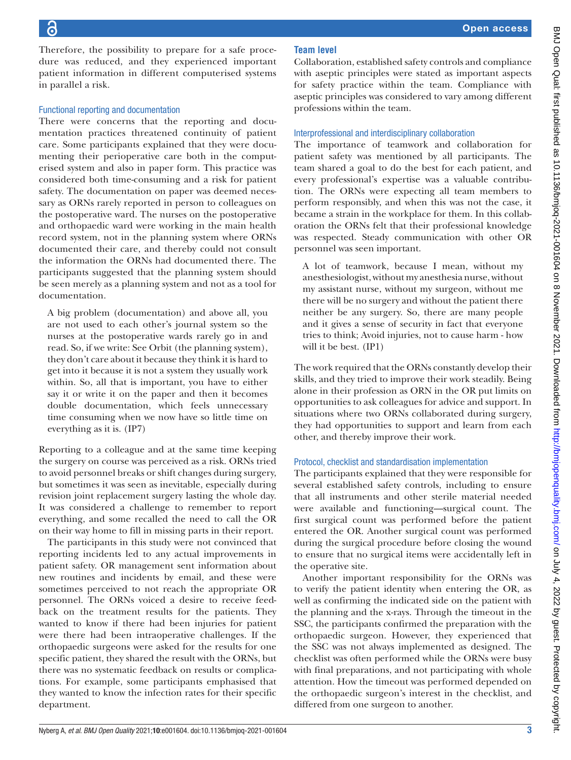Therefore, the possibility to prepare for a safe procedure was reduced, and they experienced important patient information in different computerised systems in parallel a risk.

### Functional reporting and documentation

There were concerns that the reporting and documentation practices threatened continuity of patient care. Some participants explained that they were documenting their perioperative care both in the computerised system and also in paper form. This practice was considered both time-consuming and a risk for patient safety. The documentation on paper was deemed necessary as ORNs rarely reported in person to colleagues on the postoperative ward. The nurses on the postoperative and orthopaedic ward were working in the main health record system, not in the planning system where ORNs documented their care, and thereby could not consult the information the ORNs had documented there. The participants suggested that the planning system should be seen merely as a planning system and not as a tool for documentation.

> A big problem (documentation) and above all, you are not used to each other's journal system so the nurses at the postoperative wards rarely go in and read. So, if we write: See Orbit (the planning system), they don't care about it because they think it is hard to get into it because it is not a system they usually work within. So, all that is important, you have to either say it or write it on the paper and then it becomes double documentation, which feels unnecessary time consuming when we now have so little time on everything as it is. (IP7)

Reporting to a colleague and at the same time keeping the surgery on course was perceived as a risk. ORNs tried to avoid personnel breaks or shift changes during surgery, but sometimes it was seen as inevitable, especially during revision joint replacement surgery lasting the whole day. It was considered a challenge to remember to report everything, and some recalled the need to call the OR on their way home to fill in missing parts in their report.

The participants in this study were not convinced that reporting incidents led to any actual improvements in patient safety. OR management sent information about new routines and incidents by email, and these were sometimes perceived to not reach the appropriate OR personnel. The ORNs voiced a desire to receive feedback on the treatment results for the patients. They wanted to know if there had been injuries for patient were there had been intraoperative challenges. If the orthopaedic surgeons were asked for the results for one specific patient, they shared the result with the ORNs, but there was no systematic feedback on results or complications. For example, some participants emphasised that they wanted to know the infection rates for their specific department.

## Team level

Collaboration, established safety controls and compliance with aseptic principles were stated as important aspects for safety practice within the team. Compliance with aseptic principles was considered to vary among different professions within the team.

### Interprofessional and interdisciplinary collaboration

The importance of teamwork and collaboration for patient safety was mentioned by all participants. The team shared a goal to do the best for each patient, and every professional's expertise was a valuable contribution. The ORNs were expecting all team members to perform responsibly, and when this was not the case, it became a strain in the workplace for them. In this collaboration the ORNs felt that their professional knowledge was respected. Steady communication with other OR personnel was seen important.

> A lot of teamwork, because I mean, without my anesthesiologist, without my anesthesia nurse, without my assistant nurse, without my surgeon, without me there will be no surgery and without the patient there neither be any surgery. So, there are many people and it gives a sense of security in fact that everyone tries to think; Avoid injuries, not to cause harm - how will it be best. (IP1)

The work required that the ORNs constantly develop their skills, and they tried to improve their work steadily. Being alone in their profession as ORN in the OR put limits on opportunities to ask colleagues for advice and support. In situations where two ORNs collaborated during surgery, they had opportunities to support and learn from each other, and thereby improve their work.

### Protocol, checklist and standardisation implementation

The participants explained that they were responsible for several established safety controls, including to ensure that all instruments and other sterile material needed were available and functioning—surgical count. The first surgical count was performed before the patient entered the OR. Another surgical count was performed during the surgical procedure before closing the wound to ensure that no surgical items were accidentally left in the operative site.

Another important responsibility for the ORNs was to verify the patient identity when entering the OR, as well as confirming the indicated side on the patient with the planning and the x-rays. Through the timeout in the SSC, the participants confirmed the preparation with the orthopaedic surgeon. However, they experienced that the SSC was not always implemented as designed. The checklist was often performed while the ORNs were busy with final preparations, and not participating with whole attention. How the timeout was performed depended on the orthopaedic surgeon's interest in the checklist, and differed from one surgeon to another.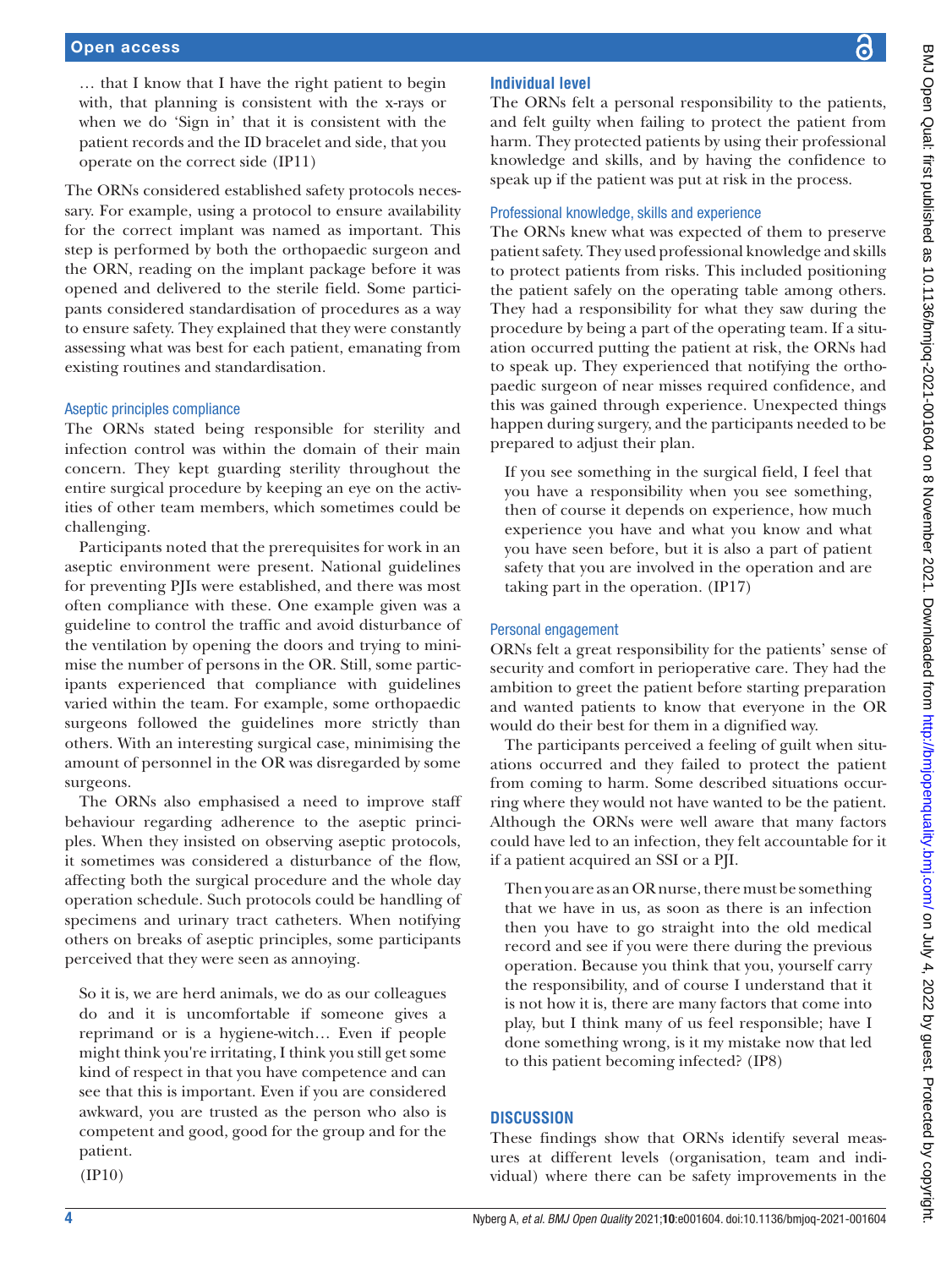… that I know that I have the right patient to begin with, that planning is consistent with the x-rays or when we do 'Sign in' that it is consistent with the patient records and the ID bracelet and side, that you operate on the correct side (IP11)

The ORNs considered established safety protocols necessary. For example, using a protocol to ensure availability for the correct implant was named as important. This step is performed by both the orthopaedic surgeon and the ORN, reading on the implant package before it was opened and delivered to the sterile field. Some participants considered standardisation of procedures as a way to ensure safety. They explained that they were constantly assessing what was best for each patient, emanating from existing routines and standardisation.

### Aseptic principles compliance

The ORNs stated being responsible for sterility and infection control was within the domain of their main concern. They kept guarding sterility throughout the entire surgical procedure by keeping an eye on the activities of other team members, which sometimes could be challenging.

Participants noted that the prerequisites for work in an aseptic environment were present. National guidelines for preventing PJIs were established, and there was most often compliance with these. One example given was a guideline to control the traffic and avoid disturbance of the ventilation by opening the doors and trying to minimise the number of persons in the OR. Still, some participants experienced that compliance with guidelines varied within the team. For example, some orthopaedic surgeons followed the guidelines more strictly than others. With an interesting surgical case, minimising the amount of personnel in the OR was disregarded by some surgeons.

The ORNs also emphasised a need to improve staff behaviour regarding adherence to the aseptic principles. When they insisted on observing aseptic protocols, it sometimes was considered a disturbance of the flow, affecting both the surgical procedure and the whole day operation schedule. Such protocols could be handling of specimens and urinary tract catheters. When notifying others on breaks of aseptic principles, some participants perceived that they were seen as annoying.

> So it is, we are herd animals, we do as our colleagues do and it is uncomfortable if someone gives a reprimand or is a hygiene-witch… Even if people might think you're irritating, I think you still get some kind of respect in that you have competence and can see that this is important. Even if you are considered awkward, you are trusted as the person who also is competent and good, good for the group and for the patient.
>
> (IP10)

## Individual level

The ORNs felt a personal responsibility to the patients, and felt guilty when failing to protect the patient from harm. They protected patients by using their professional knowledge and skills, and by having the confidence to speak up if the patient was put at risk in the process.

### Professional knowledge, skills and experience

The ORNs knew what was expected of them to preserve patient safety. They used professional knowledge and skills to protect patients from risks. This included positioning the patient safely on the operating table among others. They had a responsibility for what they saw during the procedure by being a part of the operating team. If a situation occurred putting the patient at risk, the ORNs had to speak up. They experienced that notifying the orthopaedic surgeon of near misses required confidence, and this was gained through experience. Unexpected things happen during surgery, and the participants needed to be prepared to adjust their plan.

> If you see something in the surgical field, I feel that you have a responsibility when you see something, then of course it depends on experience, how much experience you have and what you know and what you have seen before, but it is also a part of patient safety that you are involved in the operation and are taking part in the operation. (IP17)

### Personal engagement

ORNs felt a great responsibility for the patients' sense of security and comfort in perioperative care. They had the ambition to greet the patient before starting preparation and wanted patients to know that everyone in the OR would do their best for them in a dignified way.

The participants perceived a feeling of guilt when situations occurred and they failed to protect the patient from coming to harm. Some described situations occurring where they would not have wanted to be the patient. Although the ORNs were well aware that many factors could have led to an infection, they felt accountable for it if a patient acquired an SSI or a PJI.

> Then you are as an OR nurse, there must be something that we have in us, as soon as there is an infection then you have to go straight into the old medical record and see if you were there during the previous operation. Because you think that you, yourself carry the responsibility, and of course I understand that it is not how it is, there are many factors that come into play, but I think many of us feel responsible; have I done something wrong, is it my mistake now that led to this patient becoming infected? (IP8)

## DISCUSSION

These findings show that ORNs identify several measures at different levels (organisation, team and individual) where there can be safety improvements in the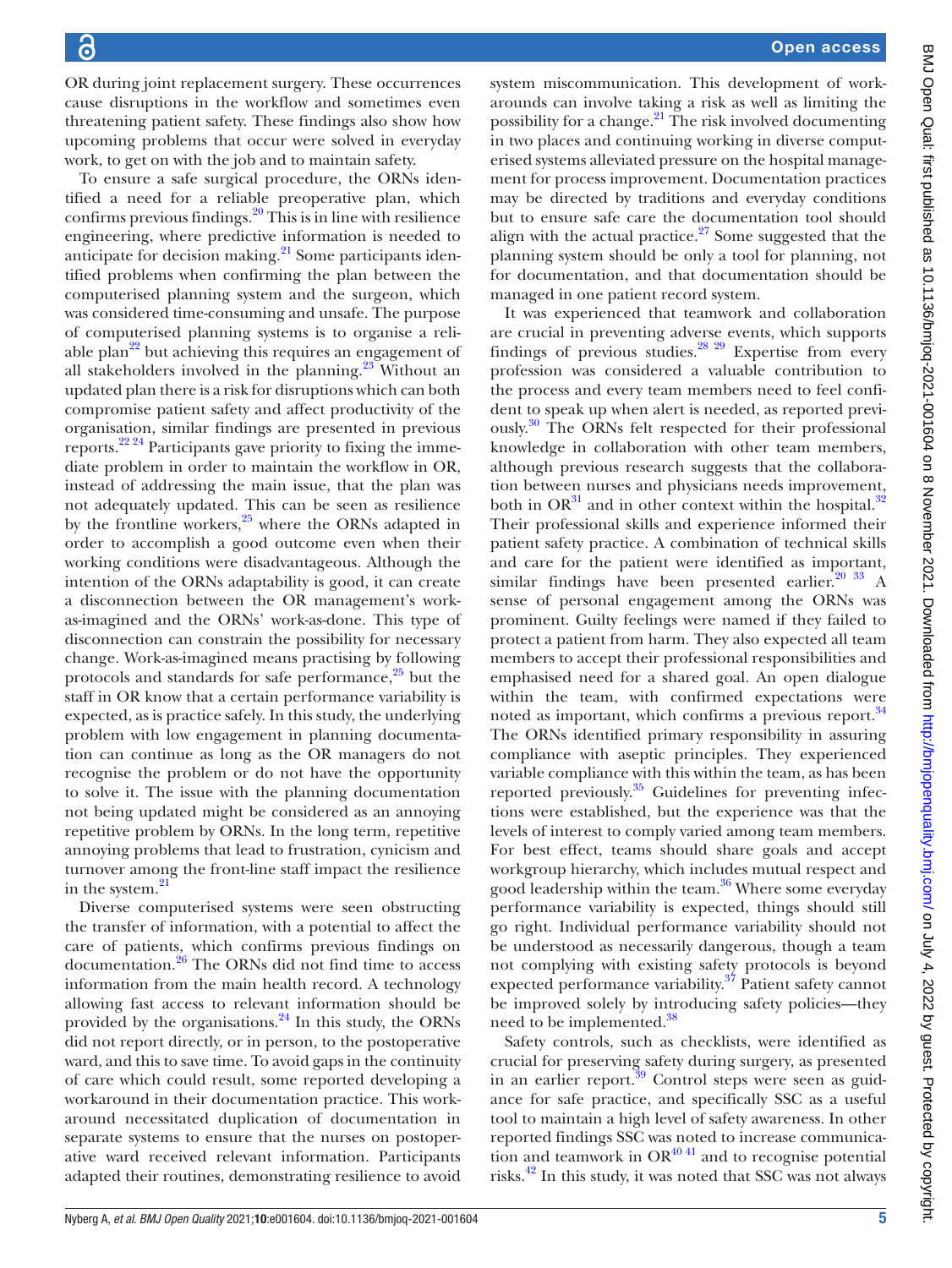OR during joint replacement surgery. These occurrences cause disruptions in the workflow and sometimes even threatening patient safety. These findings also show how upcoming problems that occur were solved in everyday work, to get on with the job and to maintain safety.

To ensure a safe surgical procedure, the ORNs identified a need for a reliable preoperative plan, which confirms previous findings.[20] This is in line with resilience engineering, where predictive information is needed to anticipate for decision making.[21] Some participants identified problems when confirming the plan between the computerised planning system and the surgeon, which was considered time-consuming and unsafe. The purpose of computerised planning systems is to organise a reliable plan[22] but achieving this requires an engagement of all stakeholders involved in the planning.[23] Without an updated plan there is a risk for disruptions which can both compromise patient safety and affect productivity of the organisation, similar findings are presented in previous reports.[22,24] Participants gave priority to fixing the immediate problem in order to maintain the workflow in OR, instead of addressing the main issue, that the plan was not adequately updated. This can be seen as resilience by the frontline workers,[25] where the ORNs adapted in order to accomplish a good outcome even when their working conditions were disadvantageous. Although the intention of the ORNs adaptability is good, it can create a disconnection between the OR management's work-as-imagined and the ORNs' work-as-done. This type of disconnection can constrain the possibility for necessary change. Work-as-imagined means practising by following protocols and standards for safe performance,[25] but the staff in OR know that a certain performance variability is expected, as is practice safely. In this study, the underlying problem with low engagement in planning documentation can continue as long as the OR managers do not recognise the problem or do not have the opportunity to solve it. The issue with the planning documentation not being updated might be considered as an annoying repetitive problem by ORNs. In the long term, repetitive annoying problems that lead to frustration, cynicism and turnover among the front-line staff impact the resilience in the system.[21]

Diverse computerised systems were seen obstructing the transfer of information, with a potential to affect the care of patients, which confirms previous findings on documentation.[26] The ORNs did not find time to access information from the main health record. A technology allowing fast access to relevant information should be provided by the organisations.[24] In this study, the ORNs did not report directly, or in person, to the postoperative ward, and this to save time. To avoid gaps in the continuity of care which could result, some reported developing a workaround in their documentation practice. This workaround necessitated duplication of documentation in separate systems to ensure that the nurses on postoperative ward received relevant information. Participants adapted their routines, demonstrating resilience to avoid system miscommunication. This development of workarounds can involve taking a risk as well as limiting the possibility for a change.[21] The risk involved documenting in two places and continuing working in diverse computerised systems alleviated pressure on the hospital management for process improvement. Documentation practices may be directed by traditions and everyday conditions but to ensure safe care the documentation tool should align with the actual practice.[27] Some suggested that the planning system should be only a tool for planning, not for documentation, and that documentation should be managed in one patient record system.

It was experienced that teamwork and collaboration are crucial in preventing adverse events, which supports findings of previous studies.[28,29] Expertise from every profession was considered a valuable contribution to the process and every team members need to feel confident to speak up when alert is needed, as reported previously.[30] The ORNs felt respected for their professional knowledge in collaboration with other team members, although previous research suggests that the collaboration between nurses and physicians needs improvement, both in OR[31] and in other context within the hospital.[32] Their professional skills and experience informed their patient safety practice. A combination of technical skills and care for the patient were identified as important, similar findings have been presented earlier.[20,33] A sense of personal engagement among the ORNs was prominent. Guilty feelings were named if they failed to protect a patient from harm. They also expected all team members to accept their professional responsibilities and emphasised need for a shared goal. An open dialogue within the team, with confirmed expectations were noted as important, which confirms a previous report.[34] The ORNs identified primary responsibility in assuring compliance with aseptic principles. They experienced variable compliance with this within the team, as has been reported previously.[35] Guidelines for preventing infections were established, but the experience was that the levels of interest to comply varied among team members. For best effect, teams should share goals and accept workgroup hierarchy, which includes mutual respect and good leadership within the team.[36] Where some everyday performance variability is expected, things should still go right. Individual performance variability should not be understood as necessarily dangerous, though a team not complying with existing safety protocols is beyond expected performance variability.[37] Patient safety cannot be improved solely by introducing safety policies—they need to be implemented.[38]

Safety controls, such as checklists, were identified as crucial for preserving safety during surgery, as presented in an earlier report.[39] Control steps were seen as guidance for safe practice, and specifically SSC as a useful tool to maintain a high level of safety awareness. In other reported findings SSC was noted to increase communication and teamwork in OR[40,41] and to recognise potential risks.[42] In this study, it was noted that SSC was not always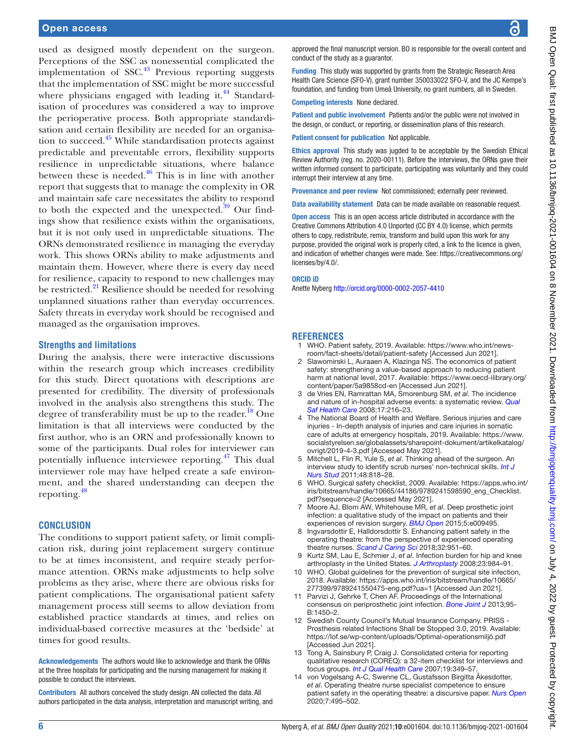used as designed mostly dependent on the surgeon. Perceptions of the SSC as nonessential complicated the implementation of SSC.[43] Previous reporting suggests that the implementation of SSC might be more successful where physicians engaged with leading it.[44] Standardisation of procedures was considered a way to improve the perioperative process. Both appropriate standardisation and certain flexibility are needed for an organisation to succeed.[45] While standardisation protects against predictable and preventable errors, flexibility supports resilience in unpredictable situations, where balance between these is needed.[46] This is in line with another report that suggests that to manage the complexity in OR and maintain safe care necessitates the ability to respond to both the expected and the unexpected.[39] Our findings show that resilience exists within the organisations, but it is not only used in unpredictable situations. The ORNs demonstrated resilience in managing the everyday work. This shows ORNs ability to make adjustments and maintain them. However, where there is every day need for resilience, capacity to respond to new challenges may be restricted.[21] Resilience should be needed for resolving unplanned situations rather than everyday occurrences. Safety threats in everyday work should be recognised and managed as the organisation improves.

### Strengths and limitations

During the analysis, there were interactive discussions within the research group which increases credibility for this study. Direct quotations with descriptions are presented for credibility. The diversity of professionals involved in the analysis also strengthens this study. The degree of transferability must be up to the reader.[18] One limitation is that all interviews were conducted by the first author, who is an ORN and professionally known to some of the participants. Dual roles for interviewer can potentially influence interviewee reporting.[47] This dual interviewer role may have helped create a safe environment, and the shared understanding can deepen the reporting.[48]

## CONCLUSION

The conditions to support patient safety, or limit complication risk, during joint replacement surgery continue to be at times inconsistent, and require steady performance attention. ORNs make adjustments to help solve problems as they arise, where there are obvious risks for patient complications. The organisational patient safety management process still seems to allow deviation from established practice standards at times, and relies on individual-based corrective measures at the 'bedside' at times for good results.

**Acknowledgements** The authors would like to acknowledge and thank the ORNs at the three hospitals for participating and the nursing management for making it possible to conduct the interviews.

**Contributors** All authors conceived the study design. AN collected the data. All authors participated in the data analysis, interpretation and manuscript writing, and approved the final manuscript version. BO is responsible for the overall content and conduct of the study as a guarantor.

**Funding** This study was supported by grants from the Strategic Research Area Health Care Science (SFO-V), grant number 350033022 SFO-V, and the JC Kempe's foundation, and funding from Umeå University, no grant numbers, all in Sweden.

**Competing interests** None declared.

**Patient and public involvement** Patients and/or the public were not involved in the design, or conduct, or reporting, or dissemination plans of this research.

**Patient consent for publication** Not applicable.

**Ethics approval** This study was jugded to be acceptable by the Swedish Ethical Review Authority (reg. no. 2020-00111). Before the interviews, the ORNs gave their written informed consent to participate, participating was voluntarily and they could interrupt their interview at any time.

**Provenance and peer review** Not commissioned; externally peer reviewed.

**Data availability statement** Data can be made available on reasonable request.

**Open access** This is an open access article distributed in accordance with the Creative Commons Attribution 4.0 Unported (CC BY 4.0) license, which permits others to copy, redistribute, remix, transform and build upon this work for any purpose, provided the original work is properly cited, a link to the licence is given, and indication of whether changes were made. See: https://creativecommons.org/licenses/by/4.0/.

**ORCID iD**

Anette Nyberg http://orcid.org/0000-0002-2057-4410

## REFERENCES

1. WHO. Patient safety, 2019. Available: https://www.who.int/news-room/fact-sheets/detail/patient-safety [Accessed Jun 2021].
2. Slawomirski L, Auraaen A, Klazinga NS. The economics of patient safety: strengthening a value-based approach to reducing patient harm at national level, 2017. Available: https://www.oecd-ilibrary.org/content/paper/5a9858cd-en [Accessed Jun 2021].
3. de Vries EN, Ramrattan MA, Smorenburg SM, *et al*. The incidence and nature of in-hospital adverse events: a systematic review. *Qual Saf Health Care* 2008;17:216–23.
4. The National Board of Health and Welfare. Serious injuries and care injuries - In-depth analysis of injuries and care injuries in somatic care of adults at emergency hospitals, 2019. Available: https://www.socialstyrelsen.se/globalassets/sharepoint-dokument/artikelkatalog/ovrigt/2019-4-3.pdf [Accessed May 2021].
5. Mitchell L, Flin R, Yule S, *et al*. Thinking ahead of the surgeon. An interview study to identify scrub nurses' non-technical skills. *Int J Nurs Stud* 2011;48:818–28.
6. WHO. Surgical safety checklist, 2009. Available: https://apps.who.int/iris/bitstream/handle/10665/44186/9789241598590_eng_Checklist.pdf?sequence=2 [Accessed May 2021].
7. Moore AJ, Blom AW, Whitehouse MR, *et al*. Deep prosthetic joint infection: a qualitative study of the impact on patients and their experiences of revision surgery. *BMJ Open* 2015;5:e009495.
8. Ingvarsdottir E, Halldorsdottir S. Enhancing patient safety in the operating theatre: from the perspective of experienced operating theatre nurses. *Scand J Caring Sci* 2018;32:951–60.
9. Kurtz SM, Lau E, Schmier J, *et al*. Infection burden for hip and knee arthroplasty in the United States. *J Arthroplasty* 2008;23:984–91.
10. WHO. Global guidelines for the prevention of surgical site infection, 2018. Available: https://apps.who.int/iris/bitstream/handle/10665/277399/9789241550475-eng.pdf?ua=1 [Accessed Jun 2021].
11. Parvizi J, Gehrke T, Chen AF. Proceedings of the International consensus on periprosthetic joint infection. *Bone Joint J* 2013;95-B:1450–2.
12. Swedish County Council's Mutual Insurance Company. PRISS - Prosthesis related Infections Shall be Stopped 3.0, 2019. Available: https://lof.se/wp-content/uploads/Optimal-operationsmiljö.pdf [Accessed Jun 2021].
13. Tong A, Sainsbury P, Craig J. Consolidated criteria for reporting qualitative research (COREQ): a 32-item checklist for interviews and focus groups. *Int J Qual Health Care* 2007;19:349–57.
14. von Vogelsang A-C, Swenne CL, Gustafsson Birgitta Åkesdotter, *et al*. Operating theatre nurse specialist competence to ensure patient safety in the operating theatre: a discursive paper. *Nurs Open* 2020;7:495–502.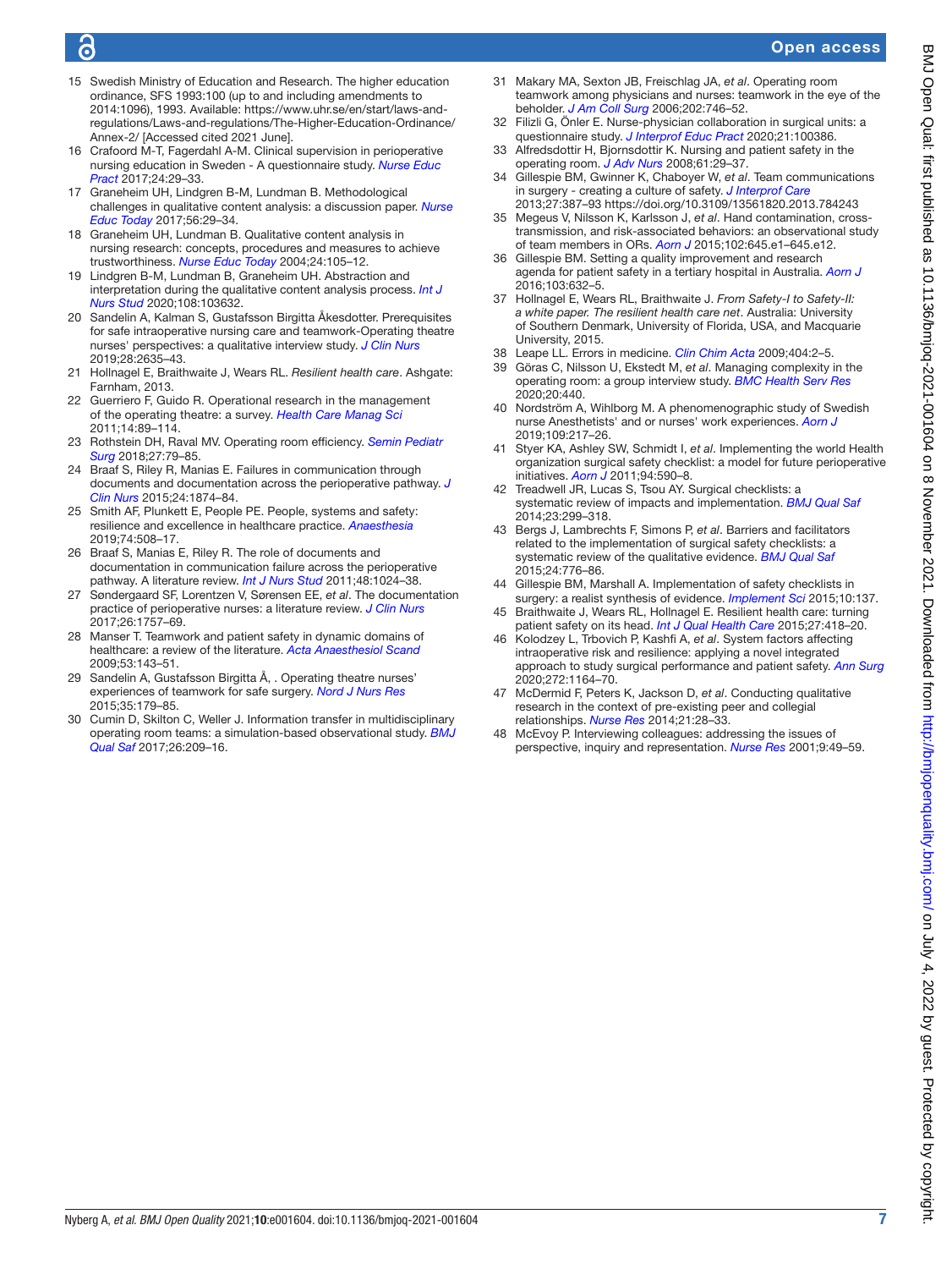15 Swedish Ministry of Education and Research. The higher education ordinance, SFS 1993:100 (up to and including amendments to 2014:1096), 1993. Available: https://www.uhr.se/en/start/laws-and-regulations/Laws-and-regulations/The-Higher-Education-Ordinance/Annex-2/ [Accessed cited 2021 June].
16 Crafoord M-T, Fagerdahl A-M. Clinical supervision in perioperative nursing education in Sweden - A questionnaire study. *Nurse Educ Pract* 2017;24:29–33.
17 Graneheim UH, Lindgren B-M, Lundman B. Methodological challenges in qualitative content analysis: a discussion paper. *Nurse Educ Today* 2017;56:29–34.
18 Graneheim UH, Lundman B. Qualitative content analysis in nursing research: concepts, procedures and measures to achieve trustworthiness. *Nurse Educ Today* 2004;24:105–12.
19 Lindgren B-M, Lundman B, Graneheim UH. Abstraction and interpretation during the qualitative content analysis process. *Int J Nurs Stud* 2020;108:103632.
20 Sandelin A, Kalman S, Gustafsson Birgitta Åkesdotter. Prerequisites for safe intraoperative nursing care and teamwork-Operating theatre nurses' perspectives: a qualitative interview study. *J Clin Nurs* 2019;28:2635–43.
21 Hollnagel E, Braithwaite J, Wears RL. *Resilient health care*. Ashgate: Farnham, 2013.
22 Guerriero F, Guido R. Operational research in the management of the operating theatre: a survey. *Health Care Manag Sci* 2011;14:89–114.
23 Rothstein DH, Raval MV. Operating room efficiency. *Semin Pediatr Surg* 2018;27:79–85.
24 Braaf S, Riley R, Manias E. Failures in communication through documents and documentation across the perioperative pathway. *J Clin Nurs* 2015;24:1874–84.
25 Smith AF, Plunkett E, People PE. People, systems and safety: resilience and excellence in healthcare practice. *Anaesthesia* 2019;74:508–17.
26 Braaf S, Manias E, Riley R. The role of documents and documentation in communication failure across the perioperative pathway. A literature review. *Int J Nurs Stud* 2011;48:1024–38.
27 Søndergaard SF, Lorentzen V, Sørensen EE, *et al*. The documentation practice of perioperative nurses: a literature review. *J Clin Nurs* 2017;26:1757–69.
28 Manser T. Teamwork and patient safety in dynamic domains of healthcare: a review of the literature. *Acta Anaesthesiol Scand* 2009;53:143–51.
29 Sandelin A, Gustafsson Birgitta Å, . Operating theatre nurses' experiences of teamwork for safe surgery. *Nord J Nurs Res* 2015;35:179–85.
30 Cumin D, Skilton C, Weller J. Information transfer in multidisciplinary operating room teams: a simulation-based observational study. *BMJ Qual Saf* 2017;26:209–16.
31 Makary MA, Sexton JB, Freischlag JA, *et al*. Operating room teamwork among physicians and nurses: teamwork in the eye of the beholder. *J Am Coll Surg* 2006;202:746–52.
32 Filizli G, Önler E. Nurse-physician collaboration in surgical units: a questionnaire study. *J Interprof Educ Pract* 2020;21:100386.
33 Alfredsdottir H, Bjornsdottir K. Nursing and patient safety in the operating room. *J Adv Nurs* 2008;61:29–37.
34 Gillespie BM, Gwinner K, Chaboyer W, *et al*. Team communications in surgery - creating a culture of safety. *J Interprof Care* 2013;27:387–93 https://doi.org/10.3109/13561820.2013.784243
35 Megeus V, Nilsson K, Karlsson J, *et al*. Hand contamination, cross-transmission, and risk-associated behaviors: an observational study of team members in ORs. *Aorn J* 2015;102:645.e1–645.e12.
36 Gillespie BM. Setting a quality improvement and research agenda for patient safety in a tertiary hospital in Australia. *Aorn J* 2016;103:632–5.
37 Hollnagel E, Wears RL, Braithwaite J. *From Safety-I to Safety-II: a white paper. The resilient health care net*. Australia: University of Southern Denmark, University of Florida, USA, and Macquarie University, 2015.
38 Leape LL. Errors in medicine. *Clin Chim Acta* 2009;404:2–5.
39 Göras C, Nilsson U, Ekstedt M, *et al*. Managing complexity in the operating room: a group interview study. *BMC Health Serv Res* 2020;20:440.
40 Nordström A, Wihlborg M. A phenomenographic study of Swedish nurse Anesthetists' and or nurses' work experiences. *Aorn J* 2019;109:217–26.
41 Styer KA, Ashley SW, Schmidt I, *et al*. Implementing the world Health organization surgical safety checklist: a model for future perioperative initiatives. *Aorn J* 2011;94:590–8.
42 Treadwell JR, Lucas S, Tsou AY. Surgical checklists: a systematic review of impacts and implementation. *BMJ Qual Saf* 2014;23:299–318.
43 Bergs J, Lambrechts F, Simons P, *et al*. Barriers and facilitators related to the implementation of surgical safety checklists: a systematic review of the qualitative evidence. *BMJ Qual Saf* 2015;24:776–86.
44 Gillespie BM, Marshall A. Implementation of safety checklists in surgery: a realist synthesis of evidence. *Implement Sci* 2015;10:137.
45 Braithwaite J, Wears RL, Hollnagel E. Resilient health care: turning patient safety on its head. *Int J Qual Health Care* 2015;27:418–20.
46 Kolodzey L, Trbovich P, Kashfi A, *et al*. System factors affecting intraoperative risk and resilience: applying a novel integrated approach to study surgical performance and patient safety. *Ann Surg* 2020;272:1164–70.
47 McDermid F, Peters K, Jackson D, *et al*. Conducting qualitative research in the context of pre-existing peer and collegial relationships. *Nurse Res* 2014;21:28–33.
48 McEvoy P. Interviewing colleagues: addressing the issues of perspective, inquiry and representation. *Nurse Res* 2001;9:49–59.